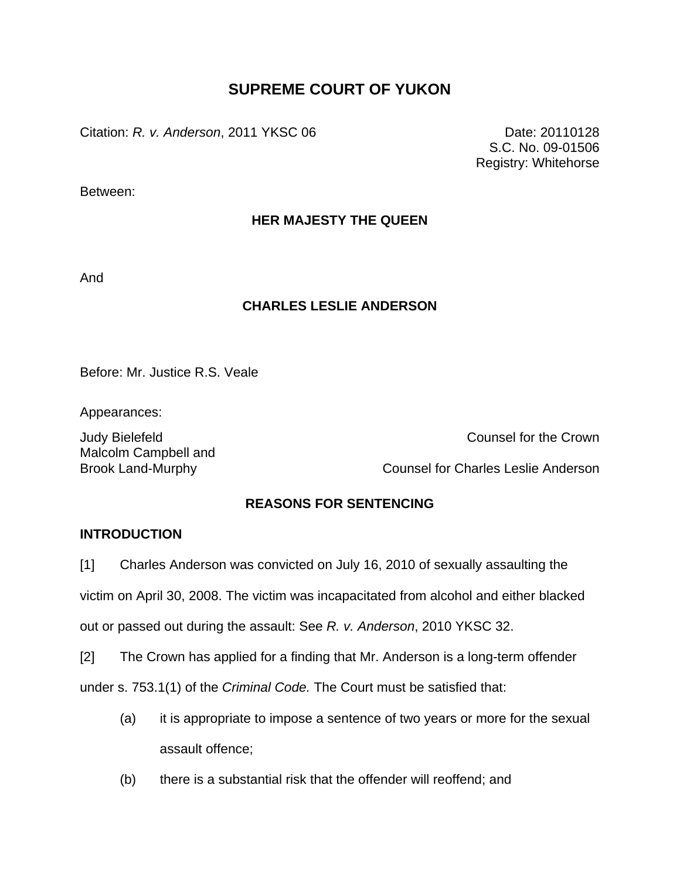# SUPREME COURT OF YUKON

Citation: *R. v. Anderson*, 2011 YKSC 06

Date: 20110128
S.C. No. 09-01506
Registry: Whitehorse

Between:

**HER MAJESTY THE QUEEN**

And

**CHARLES LESLIE ANDERSON**

Before: Mr. Justice R.S. Veale

Appearances:

Judy Bielefeld — Counsel for the Crown
Malcolm Campbell and Brook Land-Murphy — Counsel for Charles Leslie Anderson

**REASONS FOR SENTENCING**

**INTRODUCTION**

[1] Charles Anderson was convicted on July 16, 2010 of sexually assaulting the victim on April 30, 2008. The victim was incapacitated from alcohol and either blacked out or passed out during the assault: See *R. v. Anderson*, 2010 YKSC 32.

[2] The Crown has applied for a finding that Mr. Anderson is a long-term offender under s. 753.1(1) of the *Criminal Code.* The Court must be satisfied that:

(a) it is appropriate to impose a sentence of two years or more for the sexual assault offence;

(b) there is a substantial risk that the offender will reoffend; and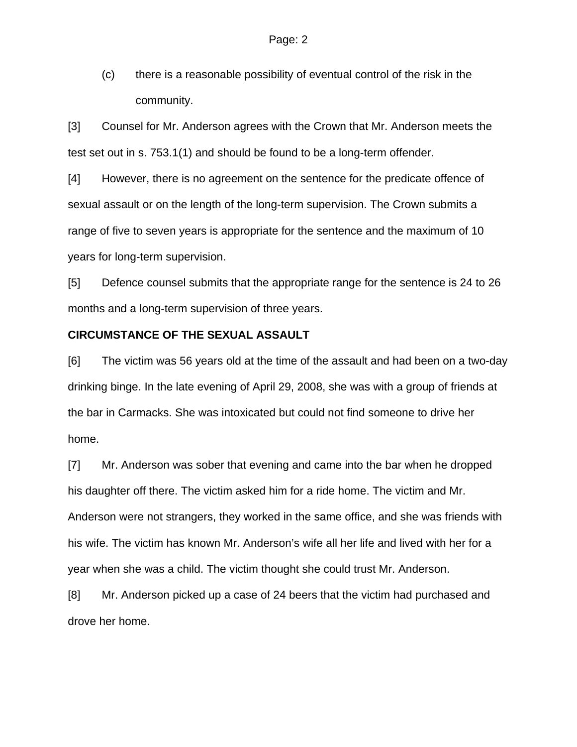(c) there is a reasonable possibility of eventual control of the risk in the community.

[3] Counsel for Mr. Anderson agrees with the Crown that Mr. Anderson meets the test set out in s. 753.1(1) and should be found to be a long-term offender.

[4] However, there is no agreement on the sentence for the predicate offence of sexual assault or on the length of the long-term supervision. The Crown submits a range of five to seven years is appropriate for the sentence and the maximum of 10 years for long-term supervision.

[5] Defence counsel submits that the appropriate range for the sentence is 24 to 26 months and a long-term supervision of three years.

**CIRCUMSTANCE OF THE SEXUAL ASSAULT**

[6] The victim was 56 years old at the time of the assault and had been on a two-day drinking binge. In the late evening of April 29, 2008, she was with a group of friends at the bar in Carmacks. She was intoxicated but could not find someone to drive her home.

[7] Mr. Anderson was sober that evening and came into the bar when he dropped his daughter off there. The victim asked him for a ride home. The victim and Mr. Anderson were not strangers, they worked in the same office, and she was friends with his wife. The victim has known Mr. Anderson's wife all her life and lived with her for a year when she was a child. The victim thought she could trust Mr. Anderson.

[8] Mr. Anderson picked up a case of 24 beers that the victim had purchased and drove her home.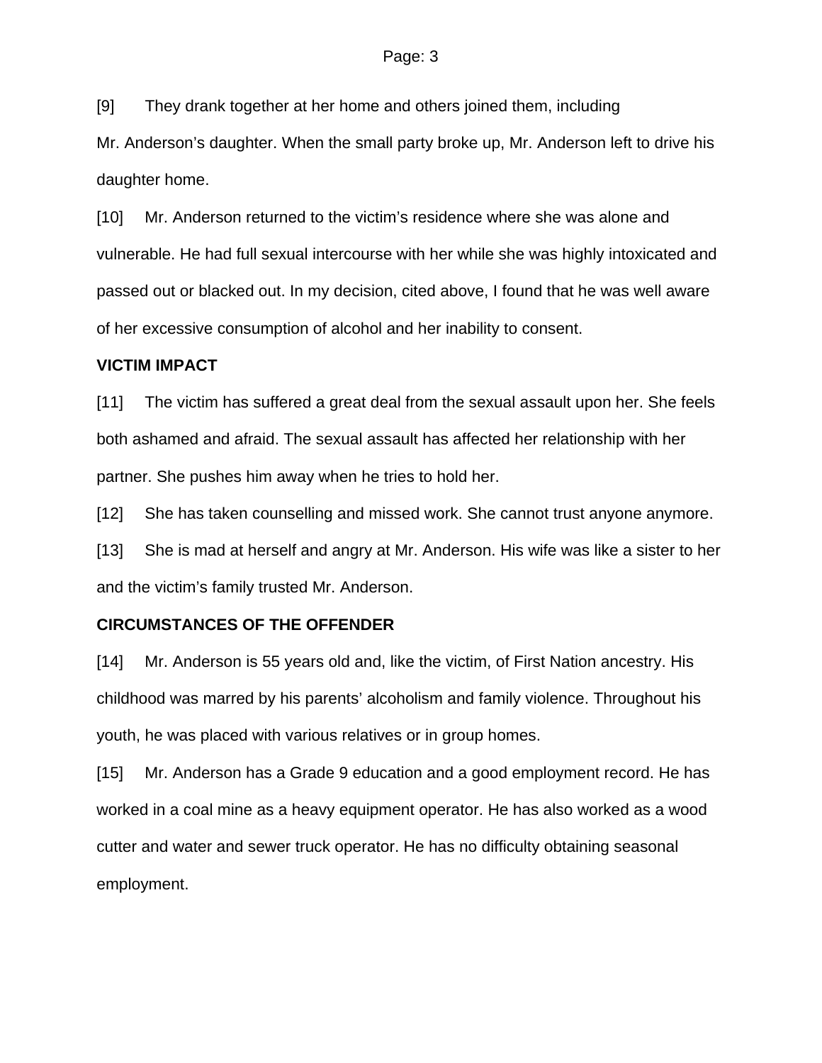[9] They drank together at her home and others joined them, including Mr. Anderson's daughter. When the small party broke up, Mr. Anderson left to drive his daughter home.

[10] Mr. Anderson returned to the victim's residence where she was alone and vulnerable. He had full sexual intercourse with her while she was highly intoxicated and passed out or blacked out. In my decision, cited above, I found that he was well aware of her excessive consumption of alcohol and her inability to consent.

**VICTIM IMPACT**

[11] The victim has suffered a great deal from the sexual assault upon her. She feels both ashamed and afraid. The sexual assault has affected her relationship with her partner. She pushes him away when he tries to hold her.

[12] She has taken counselling and missed work. She cannot trust anyone anymore.

[13] She is mad at herself and angry at Mr. Anderson. His wife was like a sister to her and the victim's family trusted Mr. Anderson.

**CIRCUMSTANCES OF THE OFFENDER**

[14] Mr. Anderson is 55 years old and, like the victim, of First Nation ancestry. His childhood was marred by his parents' alcoholism and family violence. Throughout his youth, he was placed with various relatives or in group homes.

[15] Mr. Anderson has a Grade 9 education and a good employment record. He has worked in a coal mine as a heavy equipment operator. He has also worked as a wood cutter and water and sewer truck operator. He has no difficulty obtaining seasonal employment.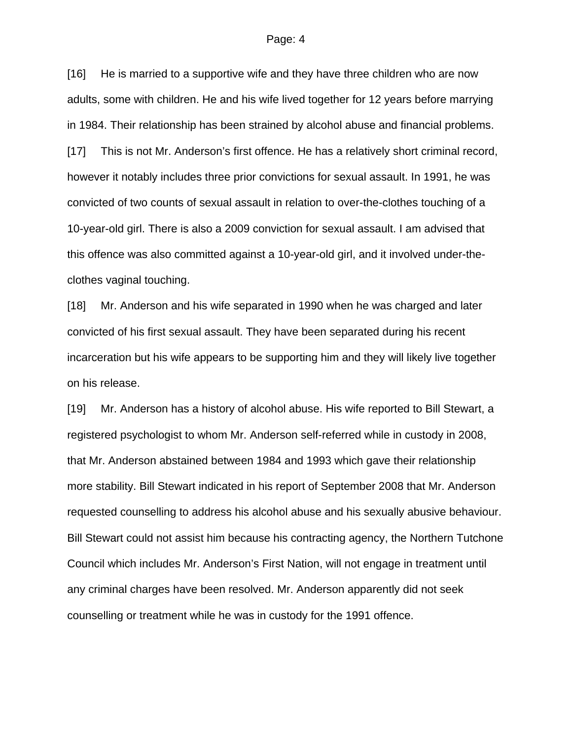[16] He is married to a supportive wife and they have three children who are now adults, some with children. He and his wife lived together for 12 years before marrying in 1984. Their relationship has been strained by alcohol abuse and financial problems.

[17] This is not Mr. Anderson's first offence. He has a relatively short criminal record, however it notably includes three prior convictions for sexual assault. In 1991, he was convicted of two counts of sexual assault in relation to over-the-clothes touching of a 10-year-old girl. There is also a 2009 conviction for sexual assault. I am advised that this offence was also committed against a 10-year-old girl, and it involved under-the-clothes vaginal touching.

[18] Mr. Anderson and his wife separated in 1990 when he was charged and later convicted of his first sexual assault. They have been separated during his recent incarceration but his wife appears to be supporting him and they will likely live together on his release.

[19] Mr. Anderson has a history of alcohol abuse. His wife reported to Bill Stewart, a registered psychologist to whom Mr. Anderson self-referred while in custody in 2008, that Mr. Anderson abstained between 1984 and 1993 which gave their relationship more stability. Bill Stewart indicated in his report of September 2008 that Mr. Anderson requested counselling to address his alcohol abuse and his sexually abusive behaviour. Bill Stewart could not assist him because his contracting agency, the Northern Tutchone Council which includes Mr. Anderson's First Nation, will not engage in treatment until any criminal charges have been resolved. Mr. Anderson apparently did not seek counselling or treatment while he was in custody for the 1991 offence.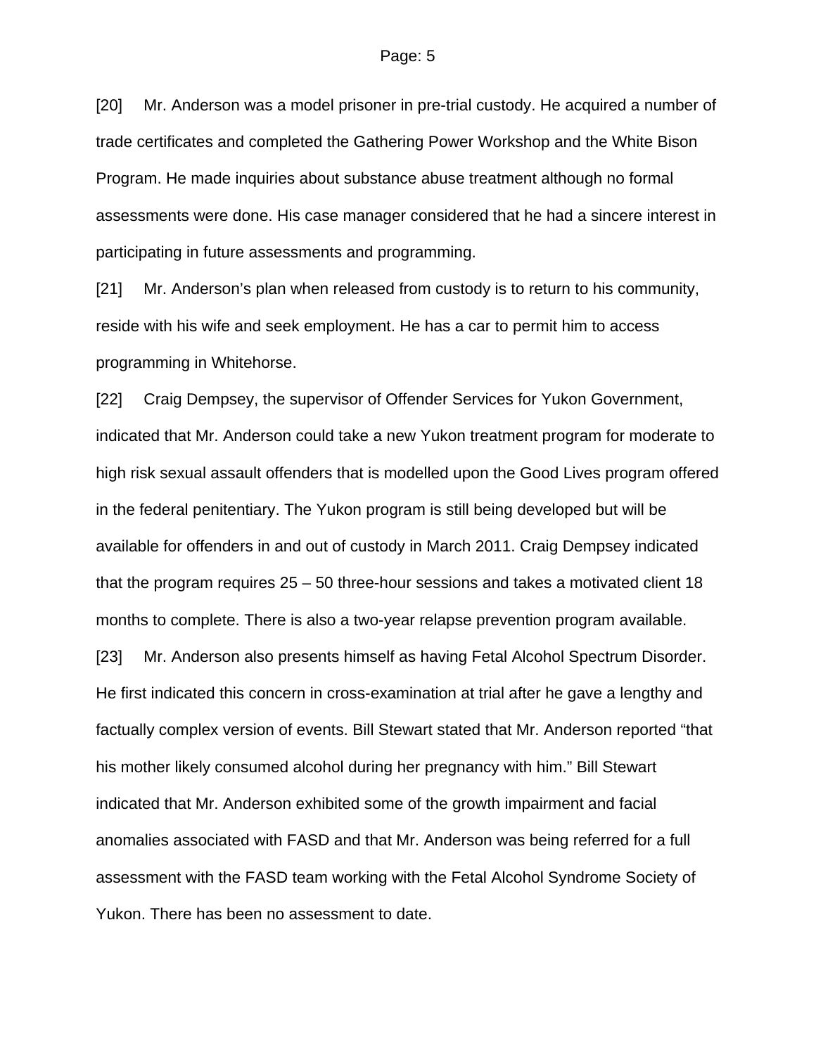[20] Mr. Anderson was a model prisoner in pre-trial custody. He acquired a number of trade certificates and completed the Gathering Power Workshop and the White Bison Program. He made inquiries about substance abuse treatment although no formal assessments were done. His case manager considered that he had a sincere interest in participating in future assessments and programming.

[21] Mr. Anderson's plan when released from custody is to return to his community, reside with his wife and seek employment. He has a car to permit him to access programming in Whitehorse.

[22] Craig Dempsey, the supervisor of Offender Services for Yukon Government, indicated that Mr. Anderson could take a new Yukon treatment program for moderate to high risk sexual assault offenders that is modelled upon the Good Lives program offered in the federal penitentiary. The Yukon program is still being developed but will be available for offenders in and out of custody in March 2011. Craig Dempsey indicated that the program requires 25 – 50 three-hour sessions and takes a motivated client 18 months to complete. There is also a two-year relapse prevention program available.

[23] Mr. Anderson also presents himself as having Fetal Alcohol Spectrum Disorder. He first indicated this concern in cross-examination at trial after he gave a lengthy and factually complex version of events. Bill Stewart stated that Mr. Anderson reported "that his mother likely consumed alcohol during her pregnancy with him." Bill Stewart indicated that Mr. Anderson exhibited some of the growth impairment and facial anomalies associated with FASD and that Mr. Anderson was being referred for a full assessment with the FASD team working with the Fetal Alcohol Syndrome Society of Yukon. There has been no assessment to date.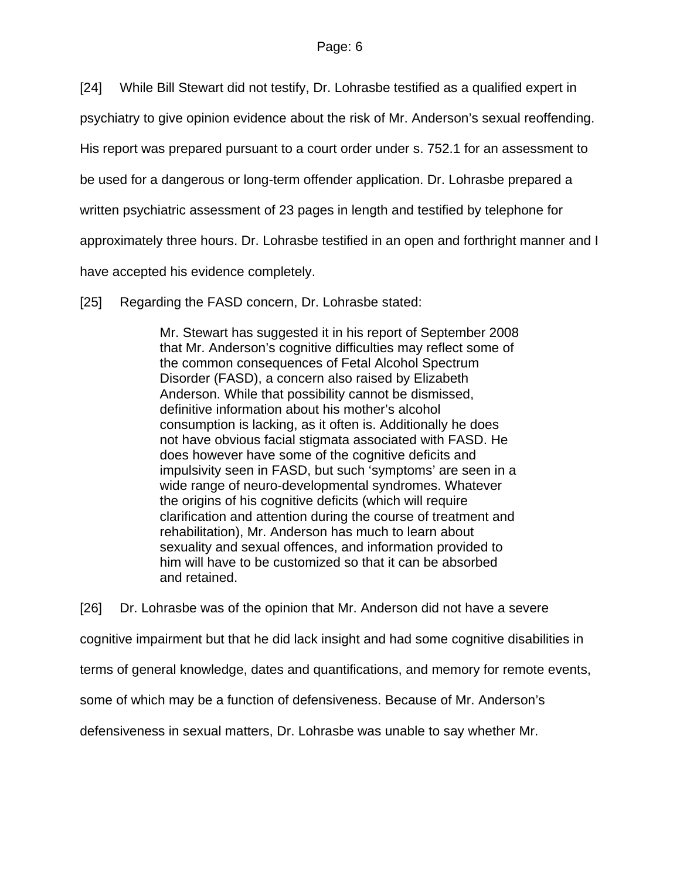[24] While Bill Stewart did not testify, Dr. Lohrasbe testified as a qualified expert in psychiatry to give opinion evidence about the risk of Mr. Anderson's sexual reoffending. His report was prepared pursuant to a court order under s. 752.1 for an assessment to be used for a dangerous or long-term offender application. Dr. Lohrasbe prepared a written psychiatric assessment of 23 pages in length and testified by telephone for approximately three hours. Dr. Lohrasbe testified in an open and forthright manner and I have accepted his evidence completely.

[25] Regarding the FASD concern, Dr. Lohrasbe stated:

> Mr. Stewart has suggested it in his report of September 2008 that Mr. Anderson's cognitive difficulties may reflect some of the common consequences of Fetal Alcohol Spectrum Disorder (FASD), a concern also raised by Elizabeth Anderson. While that possibility cannot be dismissed, definitive information about his mother's alcohol consumption is lacking, as it often is. Additionally he does not have obvious facial stigmata associated with FASD. He does however have some of the cognitive deficits and impulsivity seen in FASD, but such 'symptoms' are seen in a wide range of neuro-developmental syndromes. Whatever the origins of his cognitive deficits (which will require clarification and attention during the course of treatment and rehabilitation), Mr. Anderson has much to learn about sexuality and sexual offences, and information provided to him will have to be customized so that it can be absorbed and retained.

[26] Dr. Lohrasbe was of the opinion that Mr. Anderson did not have a severe cognitive impairment but that he did lack insight and had some cognitive disabilities in terms of general knowledge, dates and quantifications, and memory for remote events, some of which may be a function of defensiveness. Because of Mr. Anderson's defensiveness in sexual matters, Dr. Lohrasbe was unable to say whether Mr.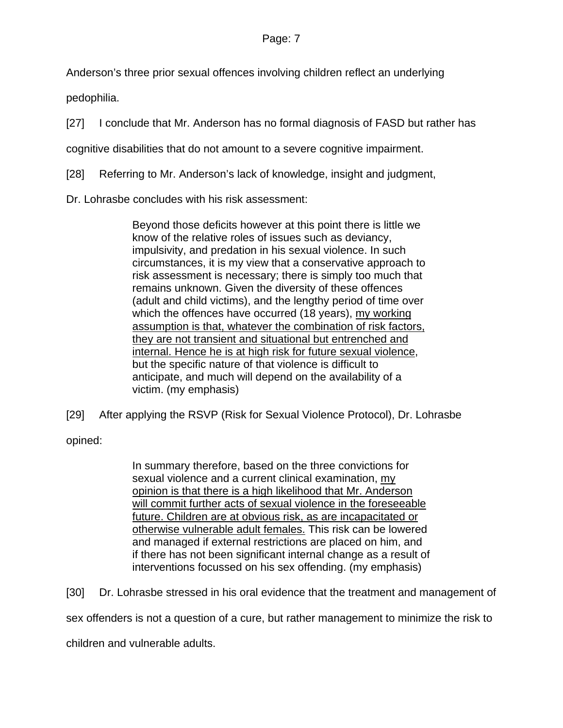Anderson's three prior sexual offences involving children reflect an underlying pedophilia.

[27] I conclude that Mr. Anderson has no formal diagnosis of FASD but rather has cognitive disabilities that do not amount to a severe cognitive impairment.

[28] Referring to Mr. Anderson's lack of knowledge, insight and judgment, Dr. Lohrasbe concludes with his risk assessment:

> Beyond those deficits however at this point there is little we know of the relative roles of issues such as deviancy, impulsivity, and predation in his sexual violence. In such circumstances, it is my view that a conservative approach to risk assessment is necessary; there is simply too much that remains unknown. Given the diversity of these offences (adult and child victims), and the lengthy period of time over which the offences have occurred (18 years), <u>my working assumption is that, whatever the combination of risk factors, they are not transient and situational but entrenched and internal. Hence he is at high risk for future sexual violence</u>, but the specific nature of that violence is difficult to anticipate, and much will depend on the availability of a victim. (my emphasis)

[29] After applying the RSVP (Risk for Sexual Violence Protocol), Dr. Lohrasbe opined:

> In summary therefore, based on the three convictions for sexual violence and a current clinical examination, <u>my opinion is that there is a high likelihood that Mr. Anderson will commit further acts of sexual violence in the foreseeable future. Children are at obvious risk, as are incapacitated or otherwise vulnerable adult females.</u> This risk can be lowered and managed if external restrictions are placed on him, and if there has not been significant internal change as a result of interventions focussed on his sex offending. (my emphasis)

[30] Dr. Lohrasbe stressed in his oral evidence that the treatment and management of sex offenders is not a question of a cure, but rather management to minimize the risk to children and vulnerable adults.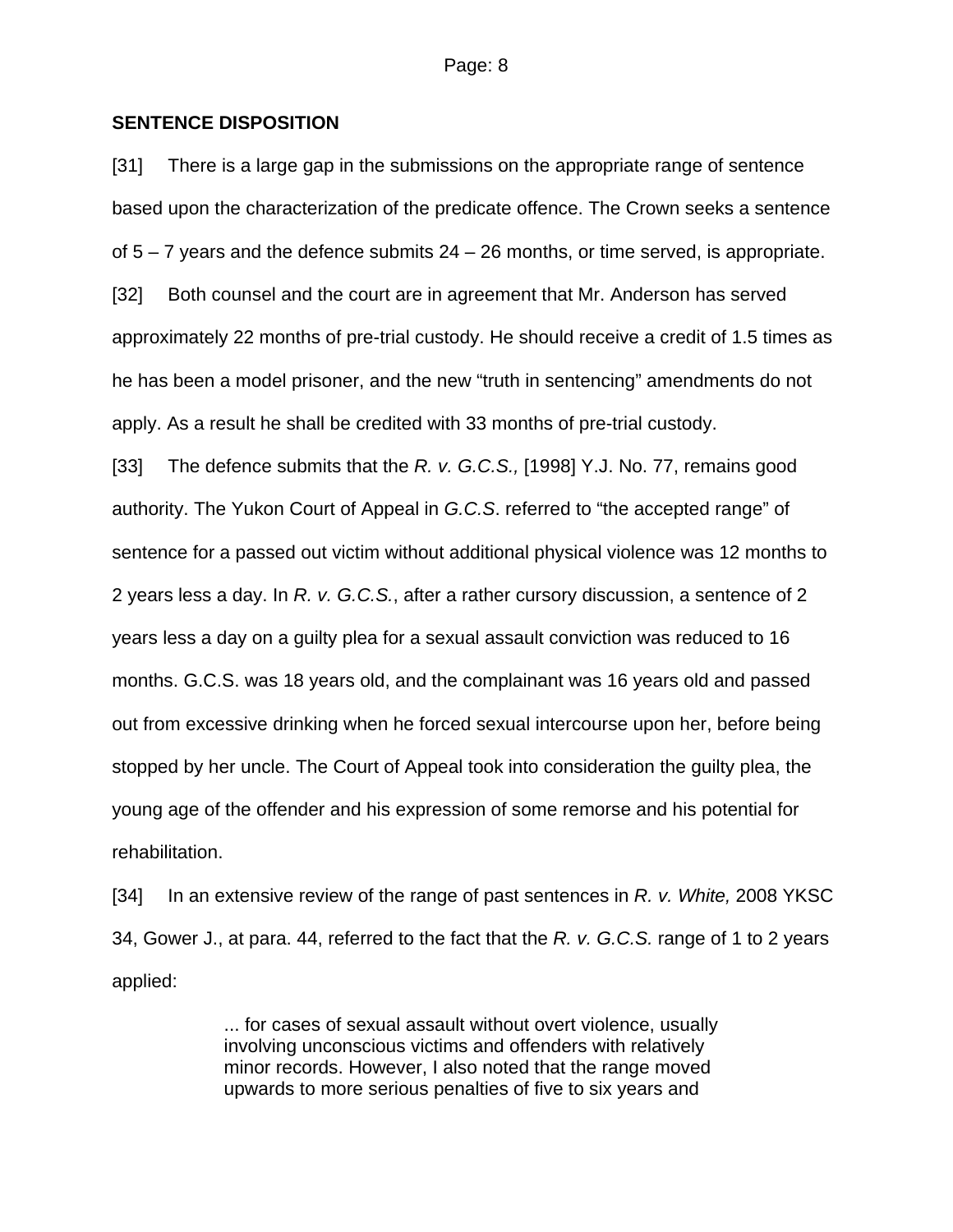## SENTENCE DISPOSITION

[31] There is a large gap in the submissions on the appropriate range of sentence based upon the characterization of the predicate offence. The Crown seeks a sentence of 5 – 7 years and the defence submits 24 – 26 months, or time served, is appropriate.

[32] Both counsel and the court are in agreement that Mr. Anderson has served approximately 22 months of pre-trial custody. He should receive a credit of 1.5 times as he has been a model prisoner, and the new "truth in sentencing" amendments do not apply. As a result he shall be credited with 33 months of pre-trial custody.

[33] The defence submits that the *R. v. G.C.S.,* [1998] Y.J. No. 77, remains good authority. The Yukon Court of Appeal in *G.C.S*. referred to "the accepted range" of sentence for a passed out victim without additional physical violence was 12 months to 2 years less a day. In *R. v. G.C.S.*, after a rather cursory discussion, a sentence of 2 years less a day on a guilty plea for a sexual assault conviction was reduced to 16 months. G.C.S. was 18 years old, and the complainant was 16 years old and passed out from excessive drinking when he forced sexual intercourse upon her, before being stopped by her uncle. The Court of Appeal took into consideration the guilty plea, the young age of the offender and his expression of some remorse and his potential for rehabilitation.

[34] In an extensive review of the range of past sentences in *R. v. White,* 2008 YKSC 34, Gower J., at para. 44, referred to the fact that the *R. v. G.C.S.* range of 1 to 2 years applied:

> ... for cases of sexual assault without overt violence, usually involving unconscious victims and offenders with relatively minor records. However, I also noted that the range moved upwards to more serious penalties of five to six years and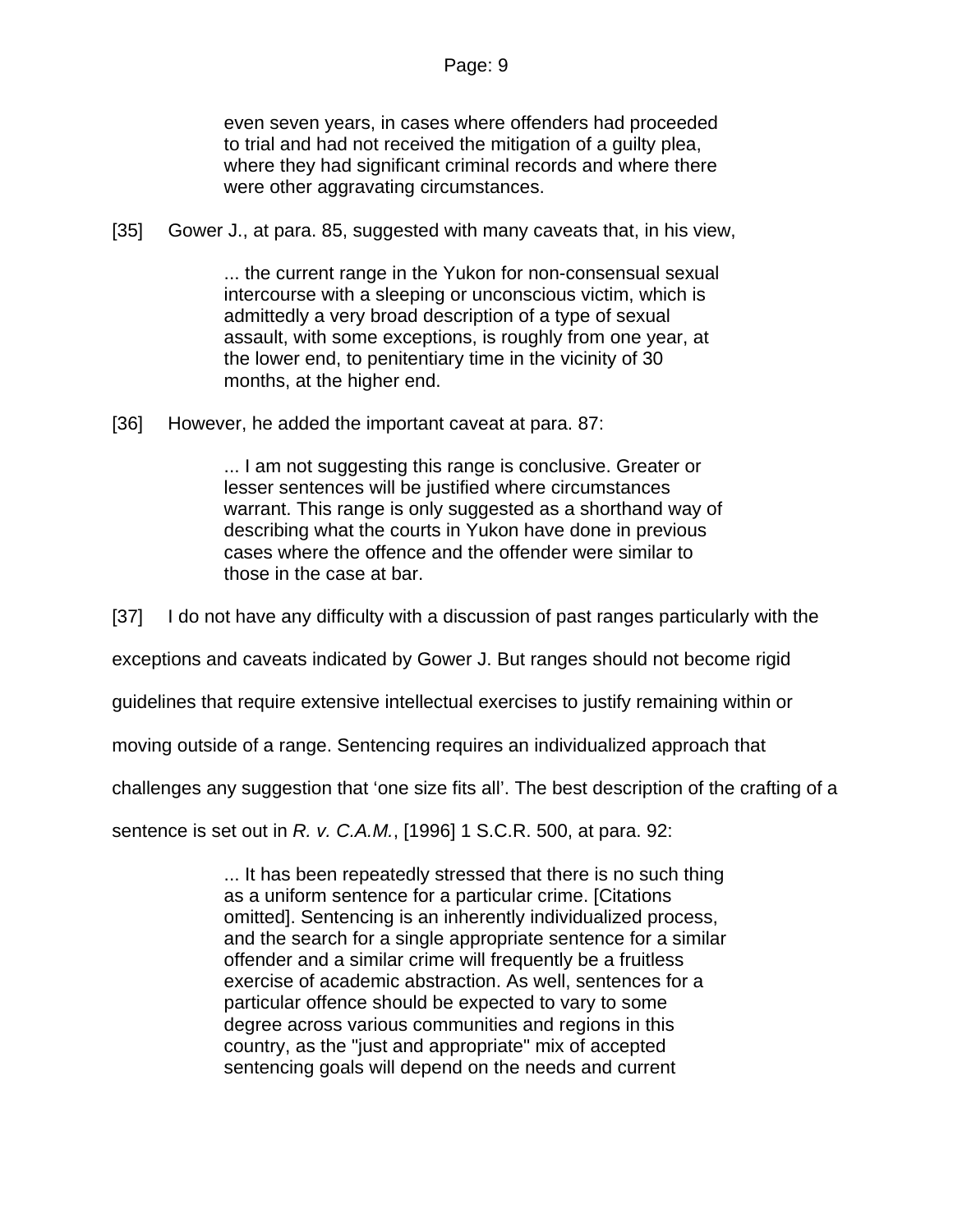> even seven years, in cases where offenders had proceeded to trial and had not received the mitigation of a guilty plea, where they had significant criminal records and where there were other aggravating circumstances.

[35] Gower J., at para. 85, suggested with many caveats that, in his view,

> ... the current range in the Yukon for non-consensual sexual intercourse with a sleeping or unconscious victim, which is admittedly a very broad description of a type of sexual assault, with some exceptions, is roughly from one year, at the lower end, to penitentiary time in the vicinity of 30 months, at the higher end.

[36] However, he added the important caveat at para. 87:

> ... I am not suggesting this range is conclusive. Greater or lesser sentences will be justified where circumstances warrant. This range is only suggested as a shorthand way of describing what the courts in Yukon have done in previous cases where the offence and the offender were similar to those in the case at bar.

[37] I do not have any difficulty with a discussion of past ranges particularly with the exceptions and caveats indicated by Gower J. But ranges should not become rigid guidelines that require extensive intellectual exercises to justify remaining within or moving outside of a range. Sentencing requires an individualized approach that challenges any suggestion that 'one size fits all'. The best description of the crafting of a sentence is set out in *R. v. C.A.M.*, [1996] 1 S.C.R. 500, at para. 92:

> ... It has been repeatedly stressed that there is no such thing as a uniform sentence for a particular crime. [Citations omitted]. Sentencing is an inherently individualized process, and the search for a single appropriate sentence for a similar offender and a similar crime will frequently be a fruitless exercise of academic abstraction. As well, sentences for a particular offence should be expected to vary to some degree across various communities and regions in this country, as the "just and appropriate" mix of accepted sentencing goals will depend on the needs and current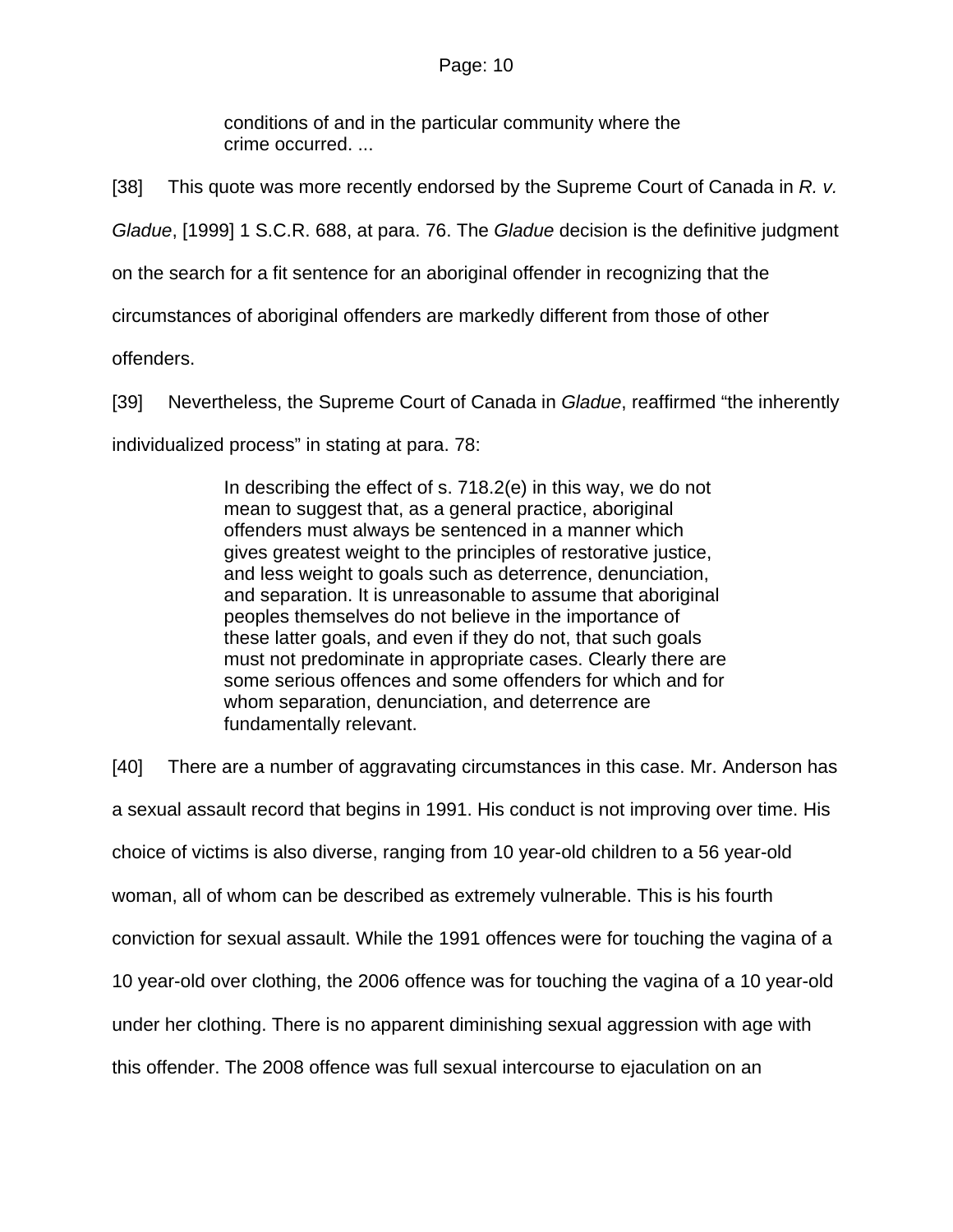> conditions of and in the particular community where the crime occurred. ...

[38] This quote was more recently endorsed by the Supreme Court of Canada in *R. v. Gladue*, [1999] 1 S.C.R. 688, at para. 76. The *Gladue* decision is the definitive judgment on the search for a fit sentence for an aboriginal offender in recognizing that the circumstances of aboriginal offenders are markedly different from those of other offenders.

[39] Nevertheless, the Supreme Court of Canada in *Gladue*, reaffirmed “the inherently individualized process” in stating at para. 78:

> In describing the effect of s. 718.2(e) in this way, we do not mean to suggest that, as a general practice, aboriginal offenders must always be sentenced in a manner which gives greatest weight to the principles of restorative justice, and less weight to goals such as deterrence, denunciation, and separation. It is unreasonable to assume that aboriginal peoples themselves do not believe in the importance of these latter goals, and even if they do not, that such goals must not predominate in appropriate cases. Clearly there are some serious offences and some offenders for which and for whom separation, denunciation, and deterrence are fundamentally relevant.

[40] There are a number of aggravating circumstances in this case. Mr. Anderson has a sexual assault record that begins in 1991. His conduct is not improving over time. His choice of victims is also diverse, ranging from 10 year-old children to a 56 year-old woman, all of whom can be described as extremely vulnerable. This is his fourth conviction for sexual assault. While the 1991 offences were for touching the vagina of a 10 year-old over clothing, the 2006 offence was for touching the vagina of a 10 year-old under her clothing. There is no apparent diminishing sexual aggression with age with this offender. The 2008 offence was full sexual intercourse to ejaculation on an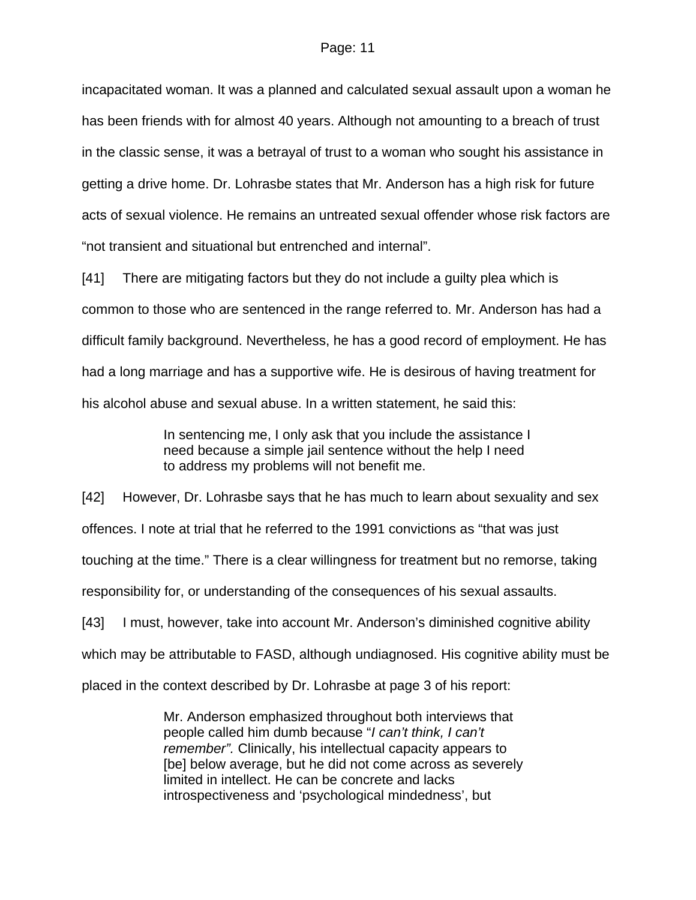incapacitated woman. It was a planned and calculated sexual assault upon a woman he has been friends with for almost 40 years. Although not amounting to a breach of trust in the classic sense, it was a betrayal of trust to a woman who sought his assistance in getting a drive home. Dr. Lohrasbe states that Mr. Anderson has a high risk for future acts of sexual violence. He remains an untreated sexual offender whose risk factors are "not transient and situational but entrenched and internal".

[41] There are mitigating factors but they do not include a guilty plea which is common to those who are sentenced in the range referred to. Mr. Anderson has had a difficult family background. Nevertheless, he has a good record of employment. He has had a long marriage and has a supportive wife. He is desirous of having treatment for his alcohol abuse and sexual abuse. In a written statement, he said this:

> In sentencing me, I only ask that you include the assistance I need because a simple jail sentence without the help I need to address my problems will not benefit me.

[42] However, Dr. Lohrasbe says that he has much to learn about sexuality and sex offences. I note at trial that he referred to the 1991 convictions as "that was just touching at the time." There is a clear willingness for treatment but no remorse, taking responsibility for, or understanding of the consequences of his sexual assaults.

[43] I must, however, take into account Mr. Anderson's diminished cognitive ability which may be attributable to FASD, although undiagnosed. His cognitive ability must be placed in the context described by Dr. Lohrasbe at page 3 of his report:

> Mr. Anderson emphasized throughout both interviews that people called him dumb because "*I can't think, I can't remember".* Clinically, his intellectual capacity appears to [be] below average, but he did not come across as severely limited in intellect. He can be concrete and lacks introspectiveness and 'psychological mindedness', but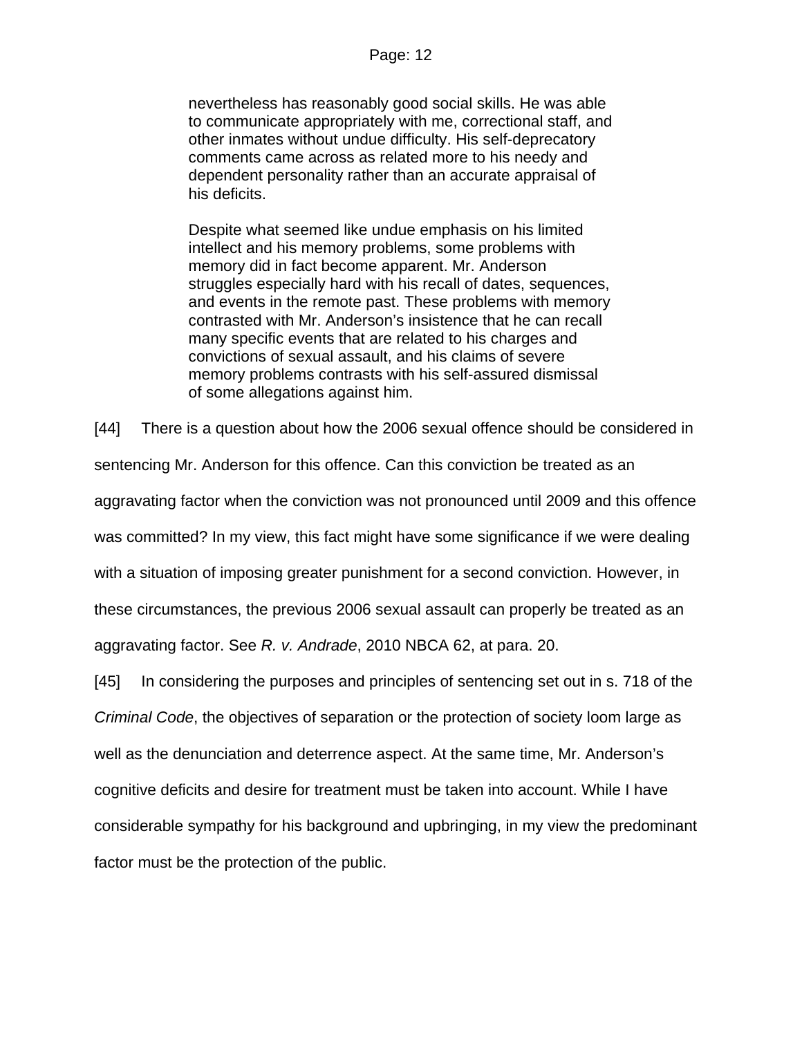> nevertheless has reasonably good social skills. He was able to communicate appropriately with me, correctional staff, and other inmates without undue difficulty. His self-deprecatory comments came across as related more to his needy and dependent personality rather than an accurate appraisal of his deficits.
>
> Despite what seemed like undue emphasis on his limited intellect and his memory problems, some problems with memory did in fact become apparent. Mr. Anderson struggles especially hard with his recall of dates, sequences, and events in the remote past. These problems with memory contrasted with Mr. Anderson's insistence that he can recall many specific events that are related to his charges and convictions of sexual assault, and his claims of severe memory problems contrasts with his self-assured dismissal of some allegations against him.

[44] There is a question about how the 2006 sexual offence should be considered in sentencing Mr. Anderson for this offence. Can this conviction be treated as an aggravating factor when the conviction was not pronounced until 2009 and this offence was committed? In my view, this fact might have some significance if we were dealing with a situation of imposing greater punishment for a second conviction. However, in these circumstances, the previous 2006 sexual assault can properly be treated as an aggravating factor. See *R. v. Andrade*, 2010 NBCA 62, at para. 20.

[45] In considering the purposes and principles of sentencing set out in s. 718 of the *Criminal Code*, the objectives of separation or the protection of society loom large as well as the denunciation and deterrence aspect. At the same time, Mr. Anderson's cognitive deficits and desire for treatment must be taken into account. While I have considerable sympathy for his background and upbringing, in my view the predominant factor must be the protection of the public.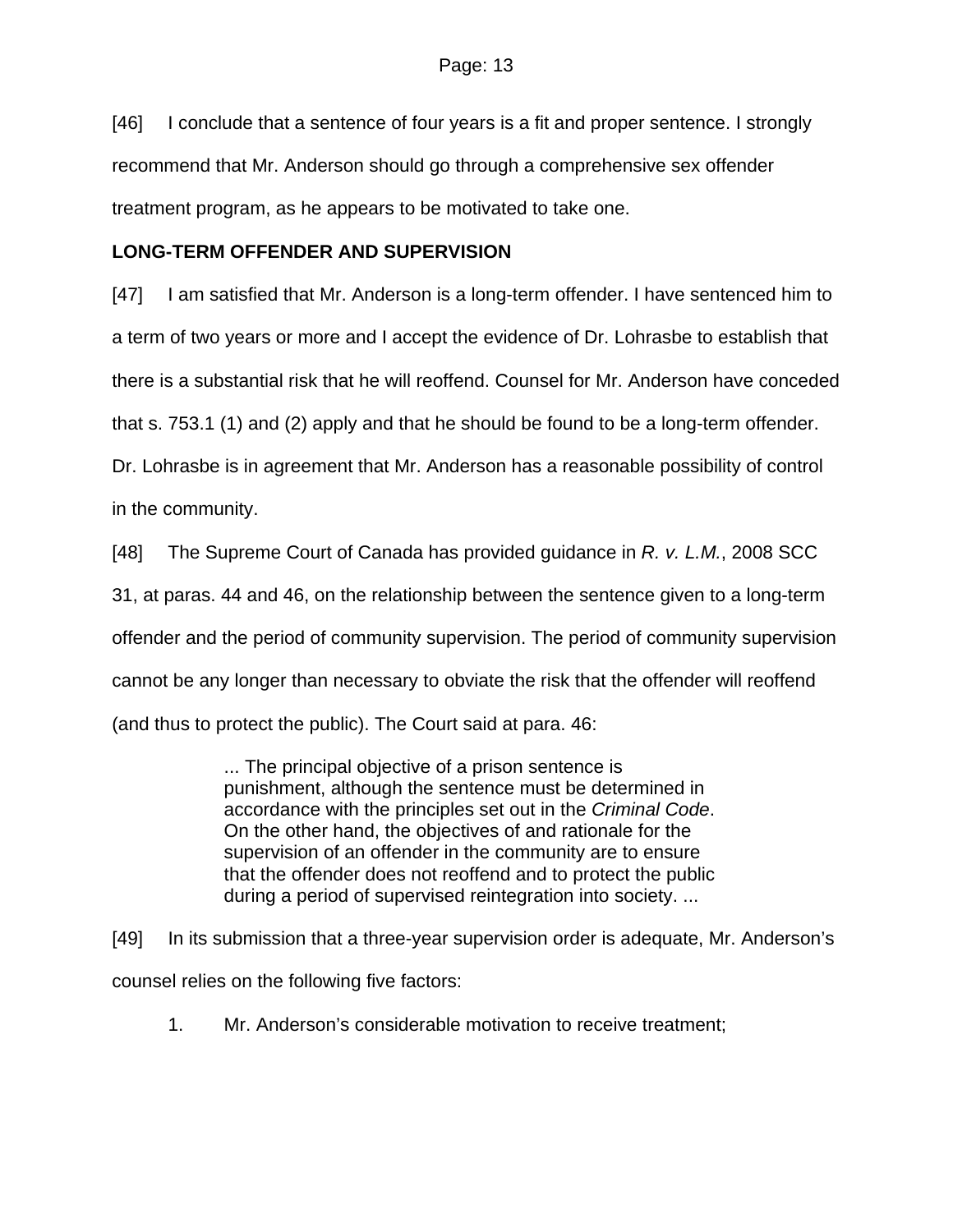[46] I conclude that a sentence of four years is a fit and proper sentence. I strongly recommend that Mr. Anderson should go through a comprehensive sex offender treatment program, as he appears to be motivated to take one.

**LONG-TERM OFFENDER AND SUPERVISION**

[47] I am satisfied that Mr. Anderson is a long-term offender. I have sentenced him to a term of two years or more and I accept the evidence of Dr. Lohrasbe to establish that there is a substantial risk that he will reoffend. Counsel for Mr. Anderson have conceded that s. 753.1 (1) and (2) apply and that he should be found to be a long-term offender. Dr. Lohrasbe is in agreement that Mr. Anderson has a reasonable possibility of control in the community.

[48] The Supreme Court of Canada has provided guidance in *R. v. L.M.*, 2008 SCC 31, at paras. 44 and 46, on the relationship between the sentence given to a long-term offender and the period of community supervision. The period of community supervision cannot be any longer than necessary to obviate the risk that the offender will reoffend (and thus to protect the public). The Court said at para. 46:

> ... The principal objective of a prison sentence is punishment, although the sentence must be determined in accordance with the principles set out in the *Criminal Code*. On the other hand, the objectives of and rationale for the supervision of an offender in the community are to ensure that the offender does not reoffend and to protect the public during a period of supervised reintegration into society. ...

[49] In its submission that a three-year supervision order is adequate, Mr. Anderson's counsel relies on the following five factors:

1. Mr. Anderson's considerable motivation to receive treatment;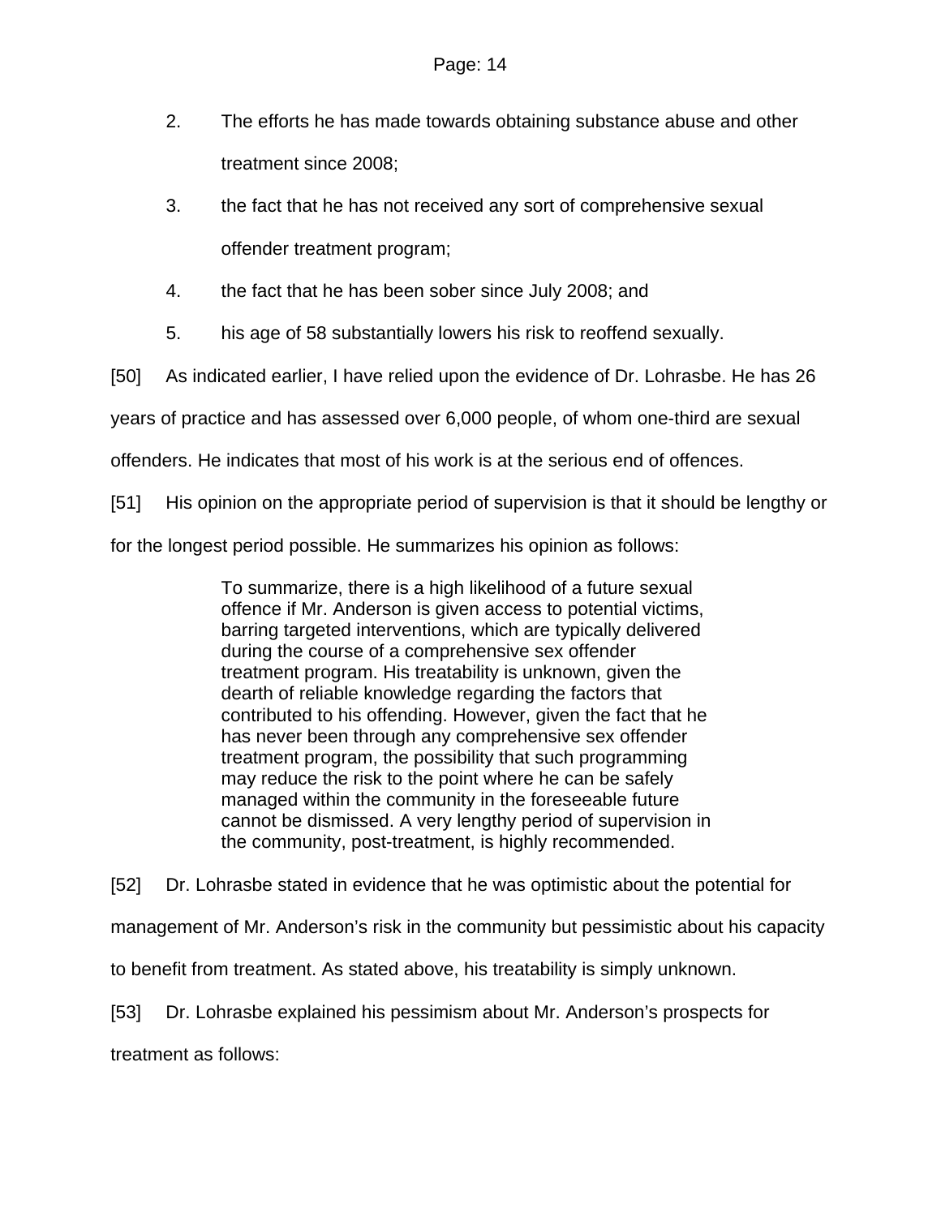2. The efforts he has made towards obtaining substance abuse and other treatment since 2008;

3. the fact that he has not received any sort of comprehensive sexual offender treatment program;

4. the fact that he has been sober since July 2008; and

5. his age of 58 substantially lowers his risk to reoffend sexually.

[50] As indicated earlier, I have relied upon the evidence of Dr. Lohrasbe. He has 26 years of practice and has assessed over 6,000 people, of whom one-third are sexual offenders. He indicates that most of his work is at the serious end of offences.

[51] His opinion on the appropriate period of supervision is that it should be lengthy or for the longest period possible. He summarizes his opinion as follows:

> To summarize, there is a high likelihood of a future sexual offence if Mr. Anderson is given access to potential victims, barring targeted interventions, which are typically delivered during the course of a comprehensive sex offender treatment program. His treatability is unknown, given the dearth of reliable knowledge regarding the factors that contributed to his offending. However, given the fact that he has never been through any comprehensive sex offender treatment program, the possibility that such programming may reduce the risk to the point where he can be safely managed within the community in the foreseeable future cannot be dismissed. A very lengthy period of supervision in the community, post-treatment, is highly recommended.

[52] Dr. Lohrasbe stated in evidence that he was optimistic about the potential for management of Mr. Anderson's risk in the community but pessimistic about his capacity to benefit from treatment. As stated above, his treatability is simply unknown.

[53] Dr. Lohrasbe explained his pessimism about Mr. Anderson's prospects for treatment as follows: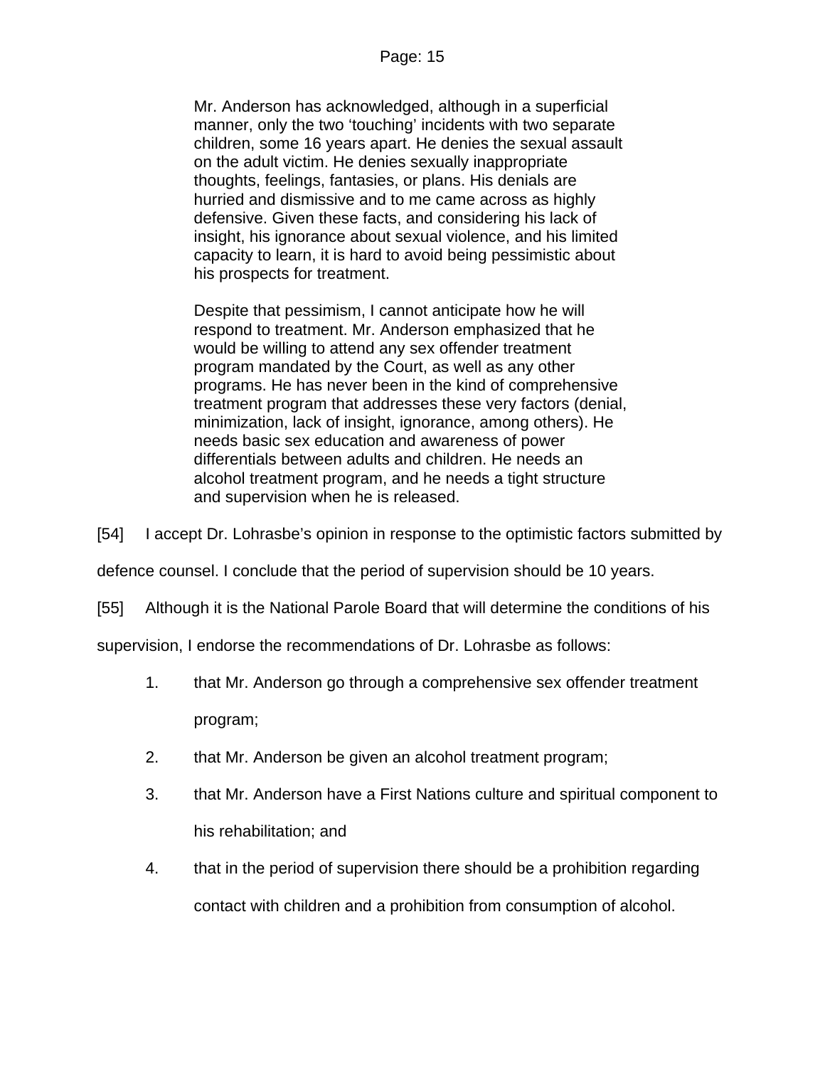> Mr. Anderson has acknowledged, although in a superficial manner, only the two 'touching' incidents with two separate children, some 16 years apart. He denies the sexual assault on the adult victim. He denies sexually inappropriate thoughts, feelings, fantasies, or plans. His denials are hurried and dismissive and to me came across as highly defensive. Given these facts, and considering his lack of insight, his ignorance about sexual violence, and his limited capacity to learn, it is hard to avoid being pessimistic about his prospects for treatment.
>
> Despite that pessimism, I cannot anticipate how he will respond to treatment. Mr. Anderson emphasized that he would be willing to attend any sex offender treatment program mandated by the Court, as well as any other programs. He has never been in the kind of comprehensive treatment program that addresses these very factors (denial, minimization, lack of insight, ignorance, among others). He needs basic sex education and awareness of power differentials between adults and children. He needs an alcohol treatment program, and he needs a tight structure and supervision when he is released.

[54] I accept Dr. Lohrasbe's opinion in response to the optimistic factors submitted by defence counsel. I conclude that the period of supervision should be 10 years.

[55] Although it is the National Parole Board that will determine the conditions of his supervision, I endorse the recommendations of Dr. Lohrasbe as follows:

1. that Mr. Anderson go through a comprehensive sex offender treatment program;
2. that Mr. Anderson be given an alcohol treatment program;
3. that Mr. Anderson have a First Nations culture and spiritual component to his rehabilitation; and
4. that in the period of supervision there should be a prohibition regarding contact with children and a prohibition from consumption of alcohol.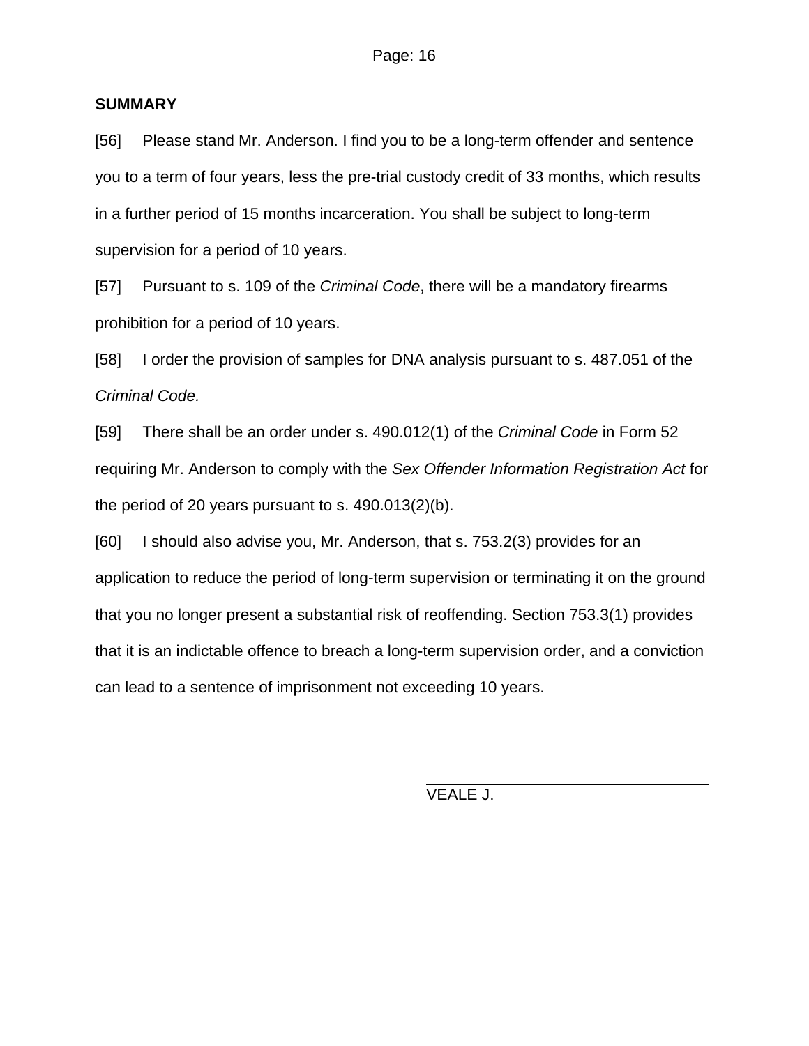**SUMMARY**

[56] Please stand Mr. Anderson. I find you to be a long-term offender and sentence you to a term of four years, less the pre-trial custody credit of 33 months, which results in a further period of 15 months incarceration. You shall be subject to long-term supervision for a period of 10 years.

[57] Pursuant to s. 109 of the *Criminal Code*, there will be a mandatory firearms prohibition for a period of 10 years.

[58] I order the provision of samples for DNA analysis pursuant to s. 487.051 of the *Criminal Code.*

[59] There shall be an order under s. 490.012(1) of the *Criminal Code* in Form 52 requiring Mr. Anderson to comply with the *Sex Offender Information Registration Act* for the period of 20 years pursuant to s. 490.013(2)(b).

[60] I should also advise you, Mr. Anderson, that s. 753.2(3) provides for an application to reduce the period of long-term supervision or terminating it on the ground that you no longer present a substantial risk of reoffending. Section 753.3(1) provides that it is an indictable offence to breach a long-term supervision order, and a conviction can lead to a sentence of imprisonment not exceeding 10 years.

VEALE J.